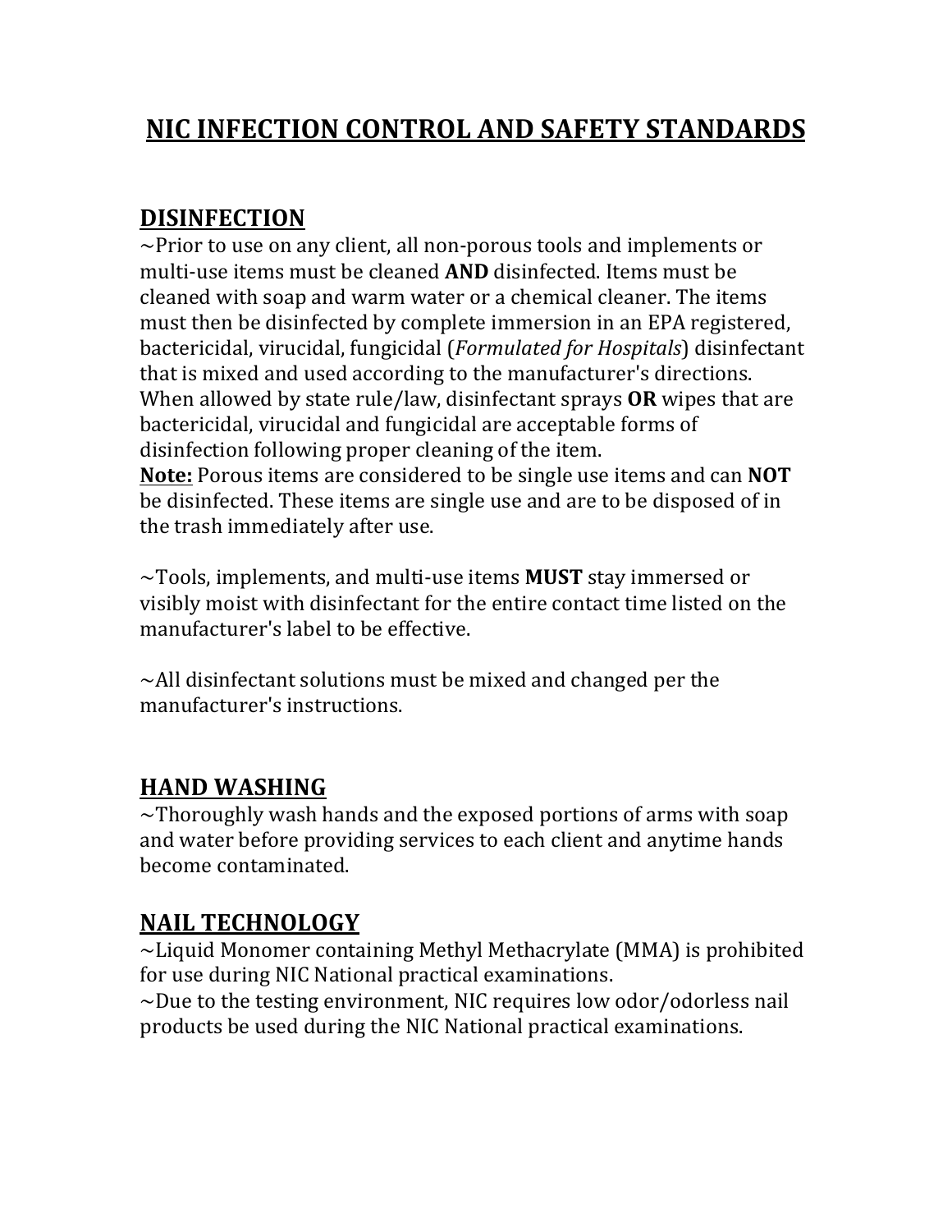# NIC INFECTION CONTROL AND SAFETY STANDARDS

## DISINFECTION

~Prior to use on any client, all non-porous tools and implements or multi-use items must be cleaned **AND** disinfected. Items must be cleaned with soap and warm water or a chemical cleaner. The items must then be disinfected by complete immersion in an EPA registered, bactericidal, virucidal, fungicidal (*Formulated for Hospitals*) disinfectant that is mixed and used according to the manufacturer's directions. When allowed by state rule/law, disinfectant sprays **OR** wipes that are bactericidal, virucidal and fungicidal are acceptable forms of disinfection following proper cleaning of the item.

**Note:** Porous items are considered to be single use items and can **NOT** be disinfected. These items are single use and are to be disposed of in the trash immediately after use.

~Tools, implements, and multi-use items **MUST** stay immersed or visibly moist with disinfectant for the entire contact time listed on the manufacturer's label to be effective.

~All disinfectant solutions must be mixed and changed per the manufacturer's instructions.

## HAND WASHING

~Thoroughly wash hands and the exposed portions of arms with soap and water before providing services to each client and anytime hands become contaminated.

## NAIL TECHNOLOGY

~Liquid Monomer containing Methyl Methacrylate (MMA) is prohibited for use during NIC National practical examinations.

~Due to the testing environment, NIC requires low odor/odorless nail products be used during the NIC National practical examinations.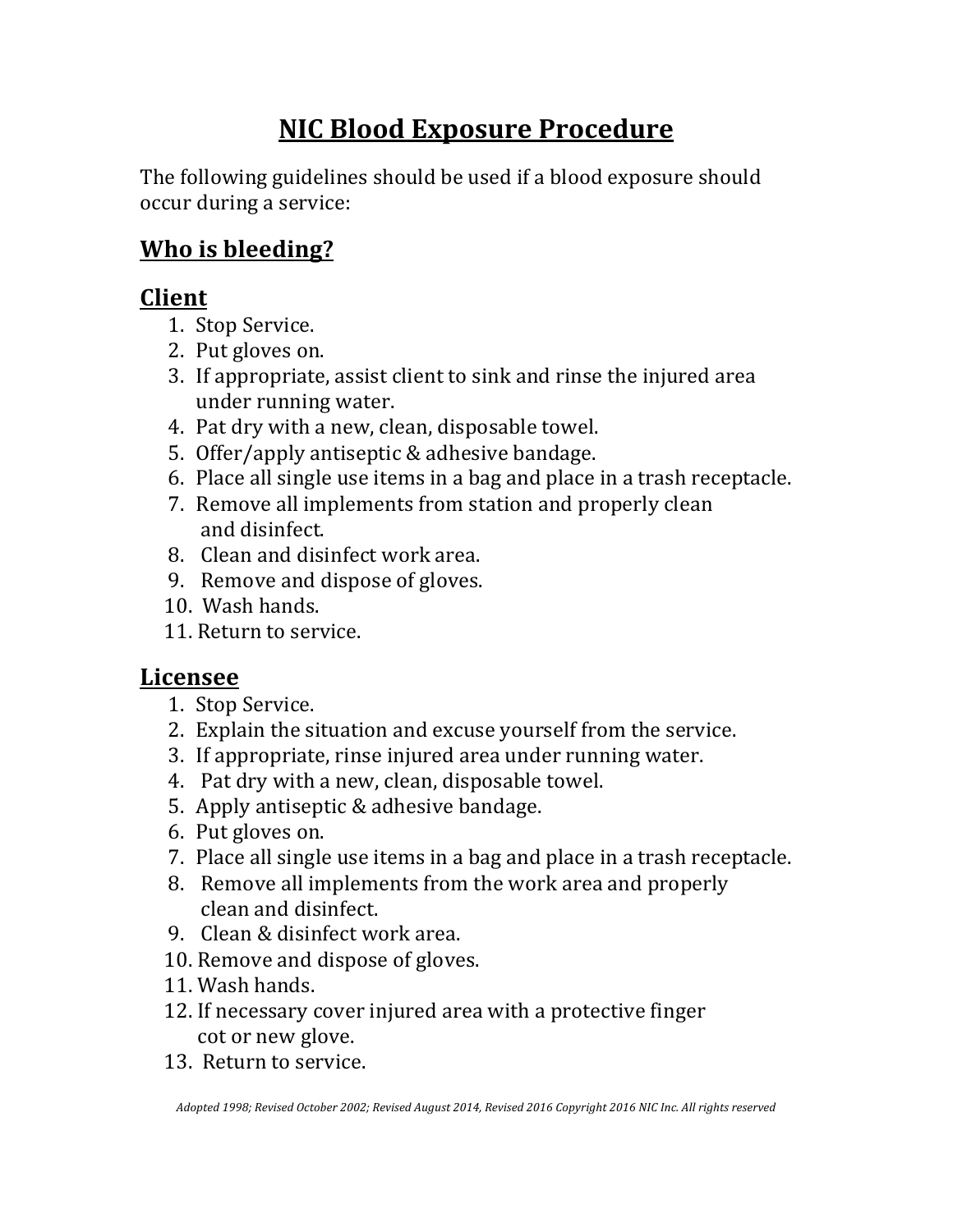# NIC Blood Exposure Procedure

The following guidelines should be used if a blood exposure should occur during a service:

## Who is bleeding?

## Client

1. Stop Service.
2. Put gloves on.
3. If appropriate, assist client to sink and rinse the injured area under running water.
4. Pat dry with a new, clean, disposable towel.
5. Offer/apply antiseptic & adhesive bandage.
6. Place all single use items in a bag and place in a trash receptacle.
7. Remove all implements from station and properly clean and disinfect.
8. Clean and disinfect work area.
9. Remove and dispose of gloves.
10. Wash hands.
11. Return to service.

## Licensee

1. Stop Service.
2. Explain the situation and excuse yourself from the service.
3. If appropriate, rinse injured area under running water.
4. Pat dry with a new, clean, disposable towel.
5. Apply antiseptic & adhesive bandage.
6. Put gloves on.
7. Place all single use items in a bag and place in a trash receptacle.
8. Remove all implements from the work area and properly clean and disinfect.
9. Clean & disinfect work area.
10. Remove and dispose of gloves.
11. Wash hands.
12. If necessary cover injured area with a protective finger cot or new glove.
13. Return to service.

*Adopted 1998; Revised October 2002; Revised August 2014, Revised 2016 Copyright 2016 NIC Inc. All rights reserved*